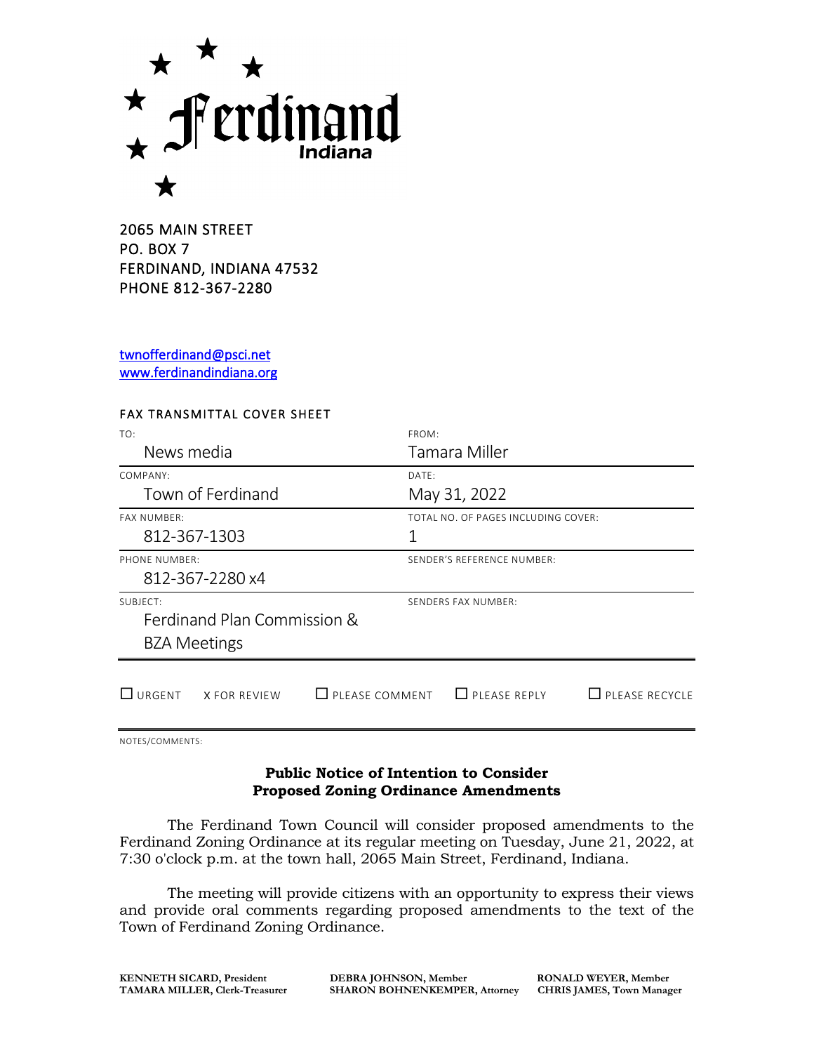# Ferdinand
Indiana

2065 MAIN STREET
PO. BOX 7
FERDINAND, INDIANA 47532
PHONE 812-367-2280

twnofferdinand@psci.net
www.ferdinandindiana.org

## FAX TRANSMITTAL COVER SHEET

| TO: | FROM: |
|---|---|
| News media | Tamara Miller |
| COMPANY: Town of Ferdinand | DATE: May 31, 2022 |
| FAX NUMBER: 812-367-1303 | TOTAL NO. OF PAGES INCLUDING COVER: 1 |
| PHONE NUMBER: 812-367-2280 x4 | SENDER'S REFERENCE NUMBER: |
| SUBJECT: Ferdinand Plan Commission & BZA Meetings | SENDERS FAX NUMBER: |

☐ URGENT X FOR REVIEW ☐ PLEASE COMMENT ☐ PLEASE REPLY ☐ PLEASE RECYCLE

NOTES/COMMENTS:

### Public Notice of Intention to Consider Proposed Zoning Ordinance Amendments

The Ferdinand Town Council will consider proposed amendments to the Ferdinand Zoning Ordinance at its regular meeting on Tuesday, June 21, 2022, at 7:30 o'clock p.m. at the town hall, 2065 Main Street, Ferdinand, Indiana.

The meeting will provide citizens with an opportunity to express their views and provide oral comments regarding proposed amendments to the text of the Town of Ferdinand Zoning Ordinance.

**KENNETH SICARD, President** **DEBRA JOHNSON, Member** **RONALD WEYER, Member**
**TAMARA MILLER, Clerk-Treasurer** **SHARON BOHNENKEMPER, Attorney** **CHRIS JAMES, Town Manager**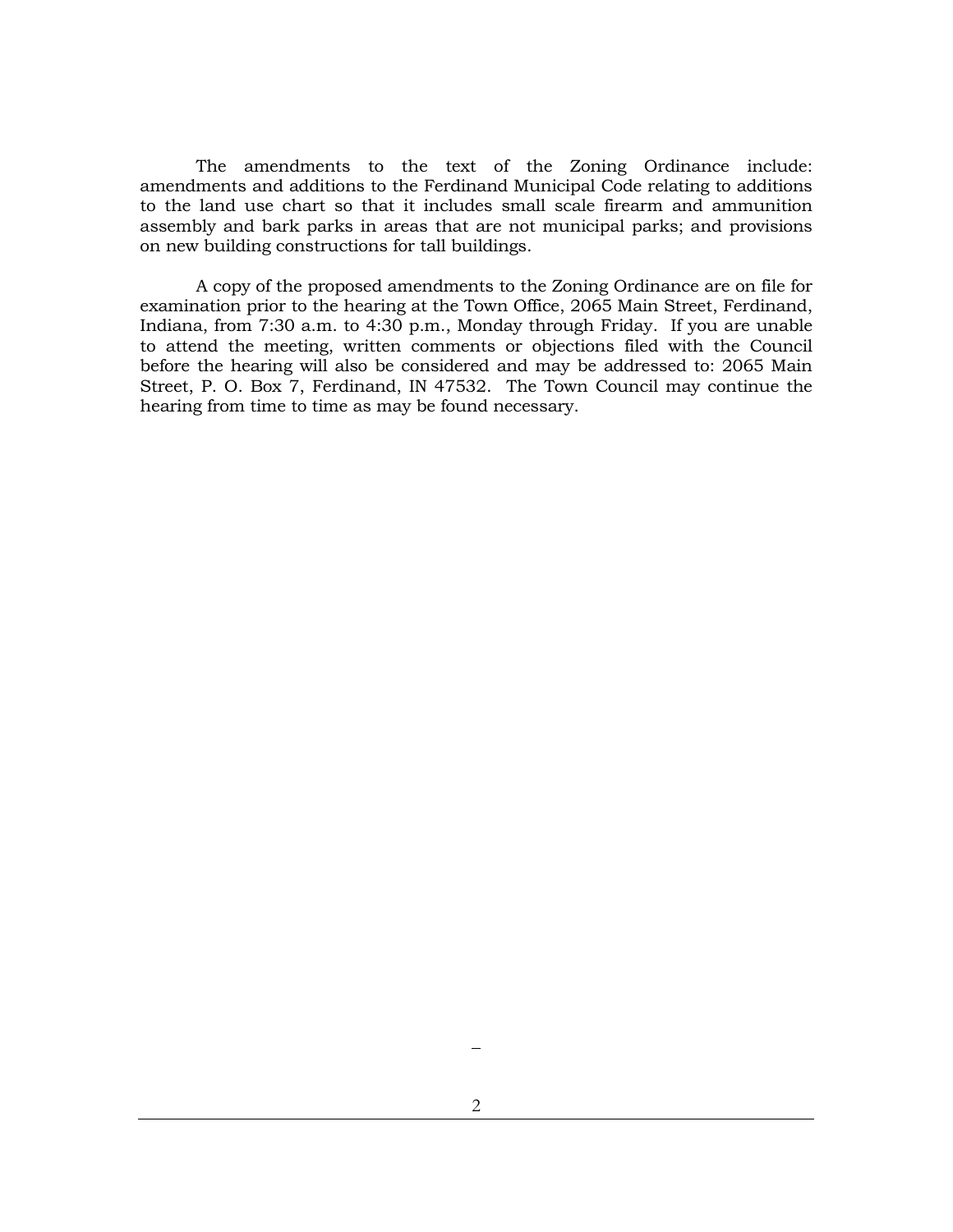The amendments to the text of the Zoning Ordinance include: amendments and additions to the Ferdinand Municipal Code relating to additions to the land use chart so that it includes small scale firearm and ammunition assembly and bark parks in areas that are not municipal parks; and provisions on new building constructions for tall buildings.

A copy of the proposed amendments to the Zoning Ordinance are on file for examination prior to the hearing at the Town Office, 2065 Main Street, Ferdinand, Indiana, from 7:30 a.m. to 4:30 p.m., Monday through Friday. If you are unable to attend the meeting, written comments or objections filed with the Council before the hearing will also be considered and may be addressed to: 2065 Main Street, P. O. Box 7, Ferdinand, IN 47532. The Town Council may continue the hearing from time to time as may be found necessary.